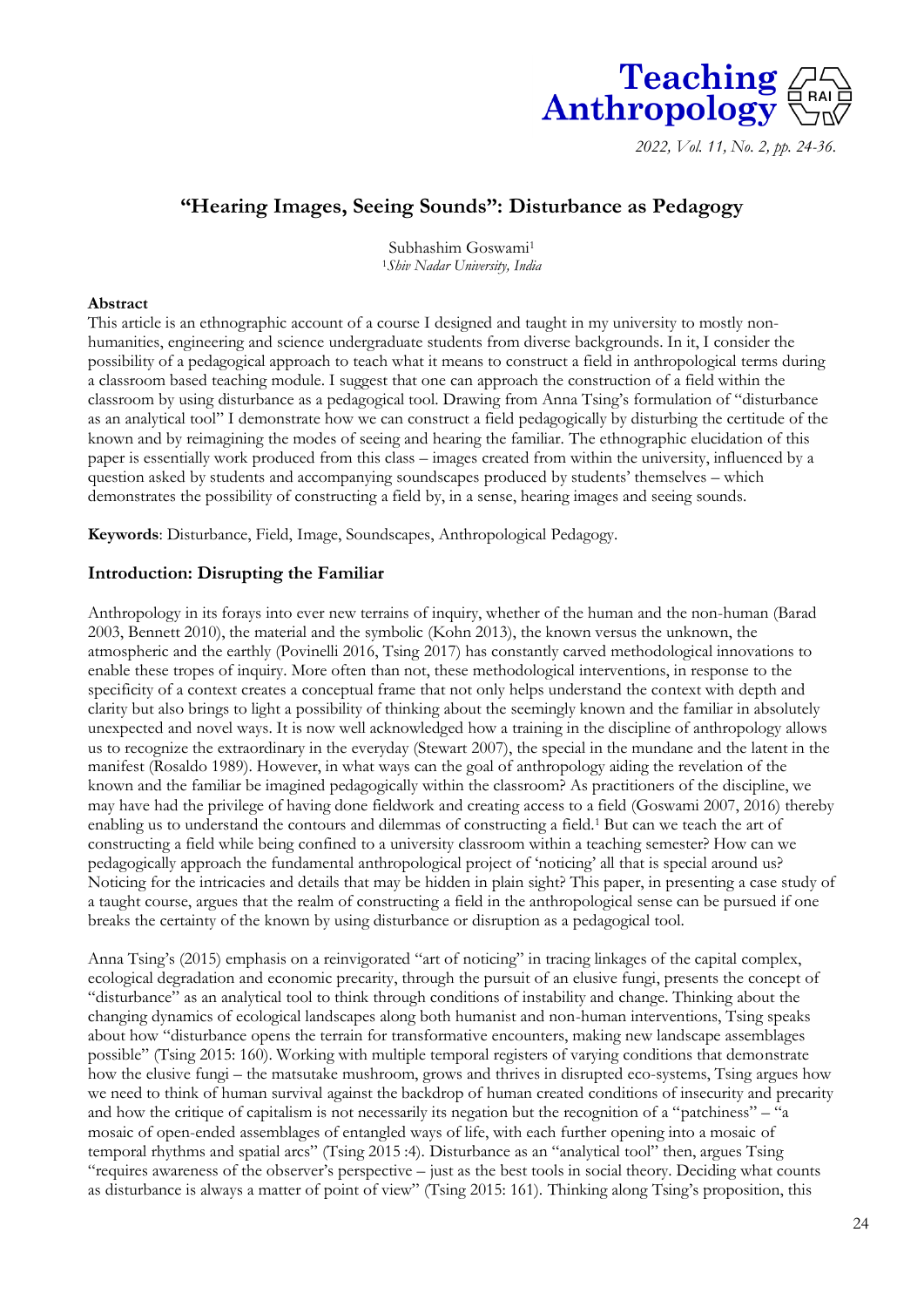# "Hearing Images, Seeing Sounds": Disturbance as Pedagogy

Subhashim Goswami[1]

[1]*Shiv Nadar University, India*

## Abstract

This article is an ethnographic account of a course I designed and taught in my university to mostly non-humanities, engineering and science undergraduate students from diverse backgrounds. In it, I consider the possibility of a pedagogical approach to teach what it means to construct a field in anthropological terms during a classroom based teaching module. I suggest that one can approach the construction of a field within the classroom by using disturbance as a pedagogical tool. Drawing from Anna Tsing's formulation of "disturbance as an analytical tool" I demonstrate how we can construct a field pedagogically by disturbing the certitude of the known and by reimagining the modes of seeing and hearing the familiar. The ethnographic elucidation of this paper is essentially work produced from this class – images created from within the university, influenced by a question asked by students and accompanying soundscapes produced by students' themselves – which demonstrates the possibility of constructing a field by, in a sense, hearing images and seeing sounds.

**Keywords**: Disturbance, Field, Image, Soundscapes, Anthropological Pedagogy.

## Introduction: Disrupting the Familiar

Anthropology in its forays into ever new terrains of inquiry, whether of the human and the non-human (Barad 2003, Bennett 2010), the material and the symbolic (Kohn 2013), the known versus the unknown, the atmospheric and the earthly (Povinelli 2016, Tsing 2017) has constantly carved methodological innovations to enable these tropes of inquiry. More often than not, these methodological interventions, in response to the specificity of a context creates a conceptual frame that not only helps understand the context with depth and clarity but also brings to light a possibility of thinking about the seemingly known and the familiar in absolutely unexpected and novel ways. It is now well acknowledged how a training in the discipline of anthropology allows us to recognize the extraordinary in the everyday (Stewart 2007), the special in the mundane and the latent in the manifest (Rosaldo 1989). However, in what ways can the goal of anthropology aiding the revelation of the known and the familiar be imagined pedagogically within the classroom? As practitioners of the discipline, we may have had the privilege of having done fieldwork and creating access to a field (Goswami 2007, 2016) thereby enabling us to understand the contours and dilemmas of constructing a field.[1] But can we teach the art of constructing a field while being confined to a university classroom within a teaching semester? How can we pedagogically approach the fundamental anthropological project of 'noticing' all that is special around us? Noticing for the intricacies and details that may be hidden in plain sight? This paper, in presenting a case study of a taught course, argues that the realm of constructing a field in the anthropological sense can be pursued if one breaks the certainty of the known by using disturbance or disruption as a pedagogical tool.

Anna Tsing's (2015) emphasis on a reinvigorated "art of noticing" in tracing linkages of the capital complex, ecological degradation and economic precarity, through the pursuit of an elusive fungi, presents the concept of "disturbance" as an analytical tool to think through conditions of instability and change. Thinking about the changing dynamics of ecological landscapes along both humanist and non-human interventions, Tsing speaks about how "disturbance opens the terrain for transformative encounters, making new landscape assemblages possible" (Tsing 2015: 160). Working with multiple temporal registers of varying conditions that demonstrate how the elusive fungi – the matsutake mushroom, grows and thrives in disrupted eco-systems, Tsing argues how we need to think of human survival against the backdrop of human created conditions of insecurity and precarity and how the critique of capitalism is not necessarily its negation but the recognition of a "patchiness" – "a mosaic of open-ended assemblages of entangled ways of life, with each further opening into a mosaic of temporal rhythms and spatial arcs" (Tsing 2015 :4). Disturbance as an "analytical tool" then, argues Tsing "requires awareness of the observer's perspective – just as the best tools in social theory. Deciding what counts as disturbance is always a matter of point of view" (Tsing 2015: 161). Thinking along Tsing's proposition, this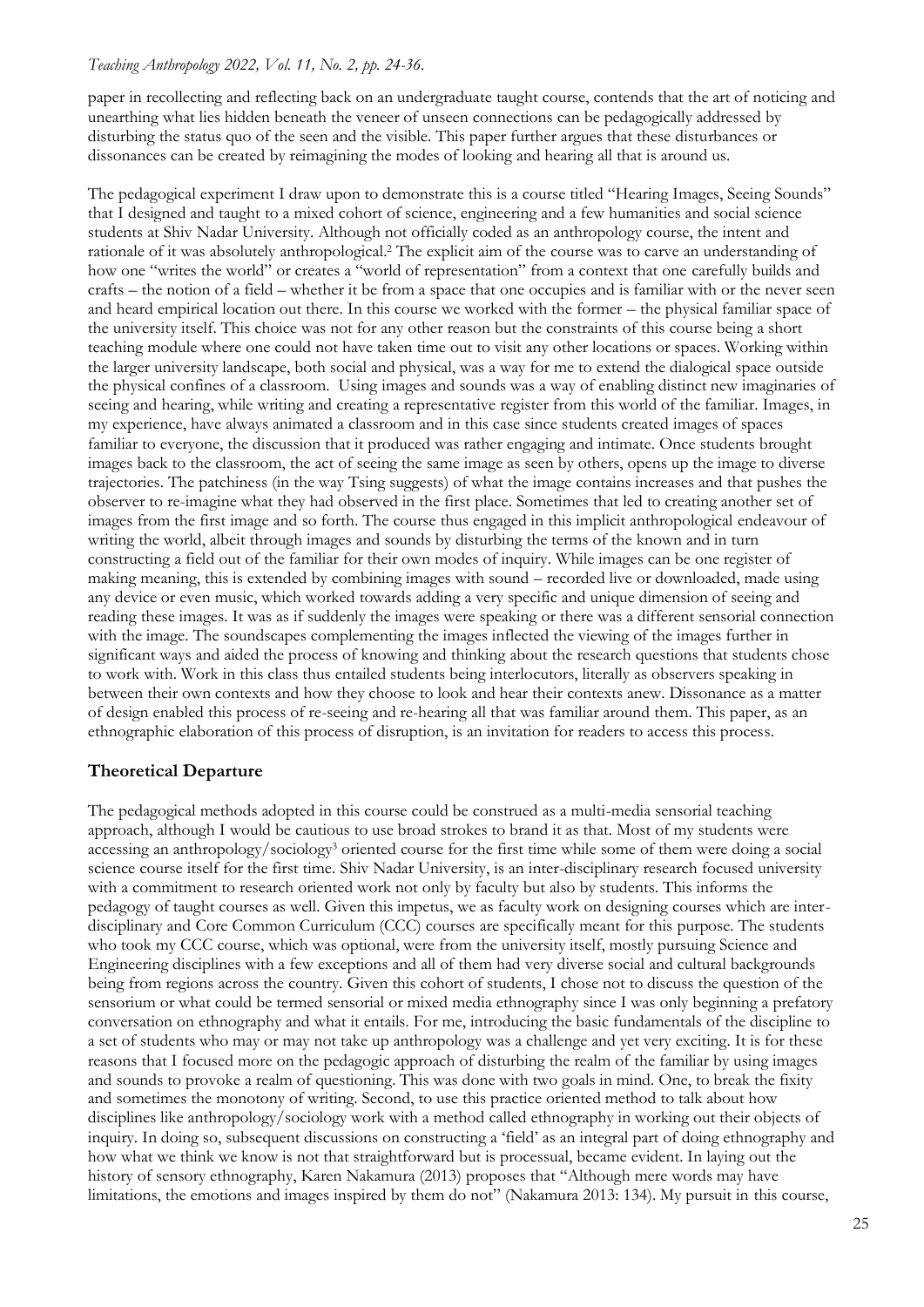paper in recollecting and reflecting back on an undergraduate taught course, contends that the art of noticing and unearthing what lies hidden beneath the veneer of unseen connections can be pedagogically addressed by disturbing the status quo of the seen and the visible. This paper further argues that these disturbances or dissonances can be created by reimagining the modes of looking and hearing all that is around us.

The pedagogical experiment I draw upon to demonstrate this is a course titled "Hearing Images, Seeing Sounds" that I designed and taught to a mixed cohort of science, engineering and a few humanities and social science students at Shiv Nadar University. Although not officially coded as an anthropology course, the intent and rationale of it was absolutely anthropological.[2] The explicit aim of the course was to carve an understanding of how one "writes the world" or creates a "world of representation" from a context that one carefully builds and crafts – the notion of a field – whether it be from a space that one occupies and is familiar with or the never seen and heard empirical location out there. In this course we worked with the former – the physical familiar space of the university itself. This choice was not for any other reason but the constraints of this course being a short teaching module where one could not have taken time out to visit any other locations or spaces. Working within the larger university landscape, both social and physical, was a way for me to extend the dialogical space outside the physical confines of a classroom. Using images and sounds was a way of enabling distinct new imaginaries of seeing and hearing, while writing and creating a representative register from this world of the familiar. Images, in my experience, have always animated a classroom and in this case since students created images of spaces familiar to everyone, the discussion that it produced was rather engaging and intimate. Once students brought images back to the classroom, the act of seeing the same image as seen by others, opens up the image to diverse trajectories. The patchiness (in the way Tsing suggests) of what the image contains increases and that pushes the observer to re-imagine what they had observed in the first place. Sometimes that led to creating another set of images from the first image and so forth. The course thus engaged in this implicit anthropological endeavour of writing the world, albeit through images and sounds by disturbing the terms of the known and in turn constructing a field out of the familiar for their own modes of inquiry. While images can be one register of making meaning, this is extended by combining images with sound – recorded live or downloaded, made using any device or even music, which worked towards adding a very specific and unique dimension of seeing and reading these images. It was as if suddenly the images were speaking or there was a different sensorial connection with the image. The soundscapes complementing the images inflected the viewing of the images further in significant ways and aided the process of knowing and thinking about the research questions that students chose to work with. Work in this class thus entailed students being interlocutors, literally as observers speaking in between their own contexts and how they choose to look and hear their contexts anew. Dissonance as a matter of design enabled this process of re-seeing and re-hearing all that was familiar around them. This paper, as an ethnographic elaboration of this process of disruption, is an invitation for readers to access this process.

## Theoretical Departure

The pedagogical methods adopted in this course could be construed as a multi-media sensorial teaching approach, although I would be cautious to use broad strokes to brand it as that. Most of my students were accessing an anthropology/sociology[3] oriented course for the first time while some of them were doing a social science course itself for the first time. Shiv Nadar University, is an inter-disciplinary research focused university with a commitment to research oriented work not only by faculty but also by students. This informs the pedagogy of taught courses as well. Given this impetus, we as faculty work on designing courses which are inter-disciplinary and Core Common Curriculum (CCC) courses are specifically meant for this purpose. The students who took my CCC course, which was optional, were from the university itself, mostly pursuing Science and Engineering disciplines with a few exceptions and all of them had very diverse social and cultural backgrounds being from regions across the country. Given this cohort of students, I chose not to discuss the question of the sensorium or what could be termed sensorial or mixed media ethnography since I was only beginning a prefatory conversation on ethnography and what it entails. For me, introducing the basic fundamentals of the discipline to a set of students who may or may not take up anthropology was a challenge and yet very exciting. It is for these reasons that I focused more on the pedagogic approach of disturbing the realm of the familiar by using images and sounds to provoke a realm of questioning. This was done with two goals in mind. One, to break the fixity and sometimes the monotony of writing. Second, to use this practice oriented method to talk about how disciplines like anthropology/sociology work with a method called ethnography in working out their objects of inquiry. In doing so, subsequent discussions on constructing a 'field' as an integral part of doing ethnography and how what we think we know is not that straightforward but is processual, became evident. In laying out the history of sensory ethnography, Karen Nakamura (2013) proposes that "Although mere words may have limitations, the emotions and images inspired by them do not" (Nakamura 2013: 134). My pursuit in this course,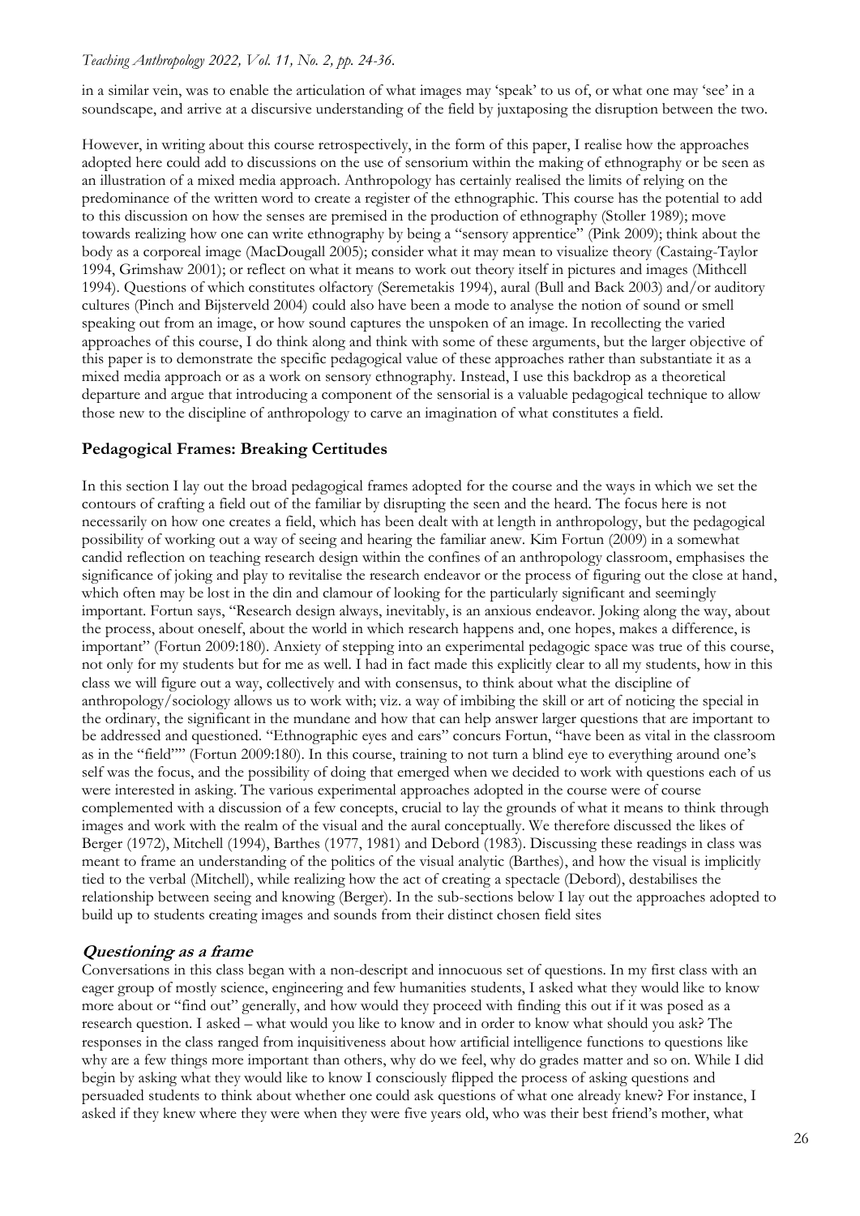in a similar vein, was to enable the articulation of what images may 'speak' to us of, or what one may 'see' in a soundscape, and arrive at a discursive understanding of the field by juxtaposing the disruption between the two.

However, in writing about this course retrospectively, in the form of this paper, I realise how the approaches adopted here could add to discussions on the use of sensorium within the making of ethnography or be seen as an illustration of a mixed media approach. Anthropology has certainly realised the limits of relying on the predominance of the written word to create a register of the ethnographic. This course has the potential to add to this discussion on how the senses are premised in the production of ethnography (Stoller 1989); move towards realizing how one can write ethnography by being a "sensory apprentice" (Pink 2009); think about the body as a corporeal image (MacDougall 2005); consider what it may mean to visualize theory (Castaing-Taylor 1994, Grimshaw 2001); or reflect on what it means to work out theory itself in pictures and images (Mithcell 1994). Questions of which constitutes olfactory (Seremetakis 1994), aural (Bull and Back 2003) and/or auditory cultures (Pinch and Bijsterveld 2004) could also have been a mode to analyse the notion of sound or smell speaking out from an image, or how sound captures the unspoken of an image. In recollecting the varied approaches of this course, I do think along and think with some of these arguments, but the larger objective of this paper is to demonstrate the specific pedagogical value of these approaches rather than substantiate it as a mixed media approach or as a work on sensory ethnography. Instead, I use this backdrop as a theoretical departure and argue that introducing a component of the sensorial is a valuable pedagogical technique to allow those new to the discipline of anthropology to carve an imagination of what constitutes a field.

## Pedagogical Frames: Breaking Certitudes

In this section I lay out the broad pedagogical frames adopted for the course and the ways in which we set the contours of crafting a field out of the familiar by disrupting the seen and the heard. The focus here is not necessarily on how one creates a field, which has been dealt with at length in anthropology, but the pedagogical possibility of working out a way of seeing and hearing the familiar anew. Kim Fortun (2009) in a somewhat candid reflection on teaching research design within the confines of an anthropology classroom, emphasises the significance of joking and play to revitalise the research endeavor or the process of figuring out the close at hand, which often may be lost in the din and clamour of looking for the particularly significant and seemingly important. Fortun says, "Research design always, inevitably, is an anxious endeavor. Joking along the way, about the process, about oneself, about the world in which research happens and, one hopes, makes a difference, is important" (Fortun 2009:180). Anxiety of stepping into an experimental pedagogic space was true of this course, not only for my students but for me as well. I had in fact made this explicitly clear to all my students, how in this class we will figure out a way, collectively and with consensus, to think about what the discipline of anthropology/sociology allows us to work with; viz. a way of imbibing the skill or art of noticing the special in the ordinary, the significant in the mundane and how that can help answer larger questions that are important to be addressed and questioned. "Ethnographic eyes and ears" concurs Fortun, "have been as vital in the classroom as in the "field"" (Fortun 2009:180). In this course, training to not turn a blind eye to everything around one's self was the focus, and the possibility of doing that emerged when we decided to work with questions each of us were interested in asking. The various experimental approaches adopted in the course were of course complemented with a discussion of a few concepts, crucial to lay the grounds of what it means to think through images and work with the realm of the visual and the aural conceptually. We therefore discussed the likes of Berger (1972), Mitchell (1994), Barthes (1977, 1981) and Debord (1983). Discussing these readings in class was meant to frame an understanding of the politics of the visual analytic (Barthes), and how the visual is implicitly tied to the verbal (Mitchell), while realizing how the act of creating a spectacle (Debord), destabilises the relationship between seeing and knowing (Berger). In the sub-sections below I lay out the approaches adopted to build up to students creating images and sounds from their distinct chosen field sites

### *Questioning as a frame*

Conversations in this class began with a non-descript and innocuous set of questions. In my first class with an eager group of mostly science, engineering and few humanities students, I asked what they would like to know more about or "find out" generally, and how would they proceed with finding this out if it was posed as a research question. I asked – what would you like to know and in order to know what should you ask? The responses in the class ranged from inquisitiveness about how artificial intelligence functions to questions like why are a few things more important than others, why do we feel, why do grades matter and so on. While I did begin by asking what they would like to know I consciously flipped the process of asking questions and persuaded students to think about whether one could ask questions of what one already knew? For instance, I asked if they knew where they were when they were five years old, who was their best friend's mother, what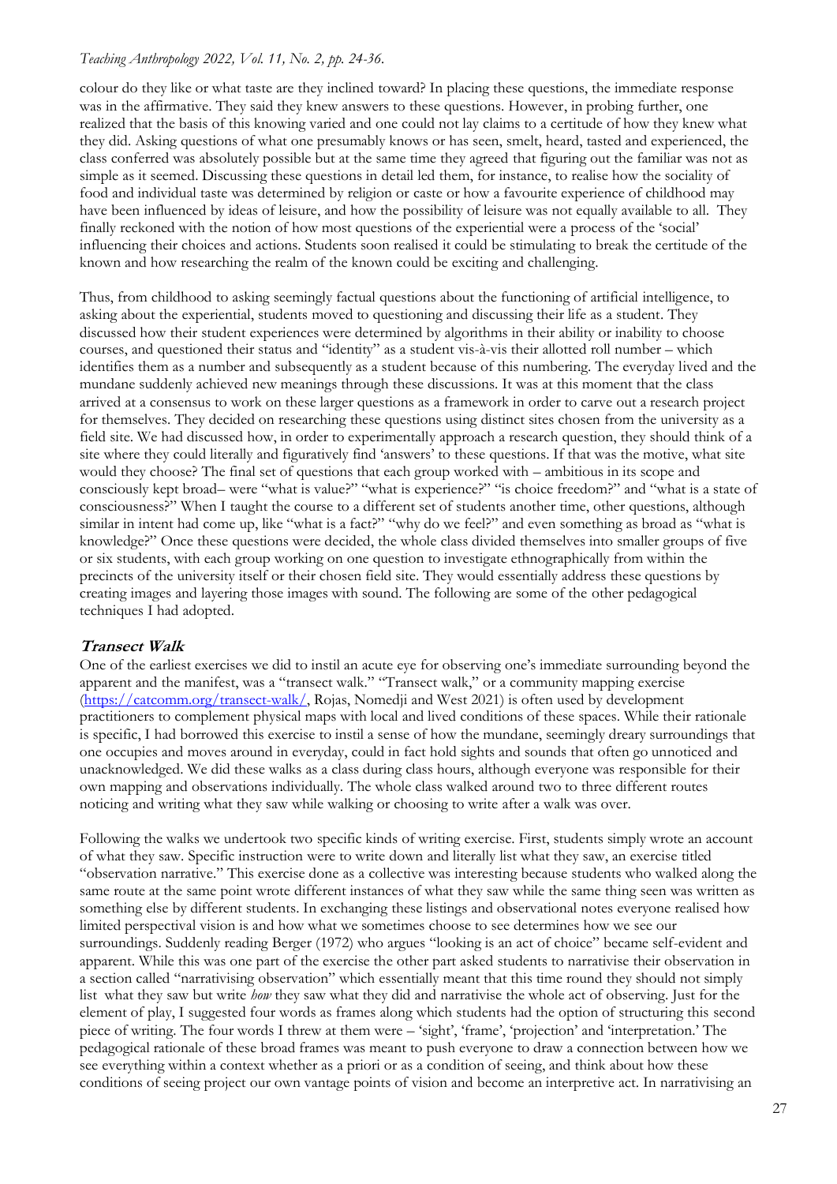colour do they like or what taste are they inclined toward? In placing these questions, the immediate response was in the affirmative. They said they knew answers to these questions. However, in probing further, one realized that the basis of this knowing varied and one could not lay claims to a certitude of how they knew what they did. Asking questions of what one presumably knows or has seen, smelt, heard, tasted and experienced, the class conferred was absolutely possible but at the same time they agreed that figuring out the familiar was not as simple as it seemed. Discussing these questions in detail led them, for instance, to realise how the sociality of food and individual taste was determined by religion or caste or how a favourite experience of childhood may have been influenced by ideas of leisure, and how the possibility of leisure was not equally available to all. They finally reckoned with the notion of how most questions of the experiential were a process of the 'social' influencing their choices and actions. Students soon realised it could be stimulating to break the certitude of the known and how researching the realm of the known could be exciting and challenging.

Thus, from childhood to asking seemingly factual questions about the functioning of artificial intelligence, to asking about the experiential, students moved to questioning and discussing their life as a student. They discussed how their student experiences were determined by algorithms in their ability or inability to choose courses, and questioned their status and "identity" as a student vis-à-vis their allotted roll number – which identifies them as a number and subsequently as a student because of this numbering. The everyday lived and the mundane suddenly achieved new meanings through these discussions. It was at this moment that the class arrived at a consensus to work on these larger questions as a framework in order to carve out a research project for themselves. They decided on researching these questions using distinct sites chosen from the university as a field site. We had discussed how, in order to experimentally approach a research question, they should think of a site where they could literally and figuratively find 'answers' to these questions. If that was the motive, what site would they choose? The final set of questions that each group worked with – ambitious in its scope and consciously kept broad– were "what is value?" "what is experience?" "is choice freedom?" and "what is a state of consciousness?" When I taught the course to a different set of students another time, other questions, although similar in intent had come up, like "what is a fact?" "why do we feel?" and even something as broad as "what is knowledge?" Once these questions were decided, the whole class divided themselves into smaller groups of five or six students, with each group working on one question to investigate ethnographically from within the precincts of the university itself or their chosen field site. They would essentially address these questions by creating images and layering those images with sound. The following are some of the other pedagogical techniques I had adopted.

## Transect Walk

One of the earliest exercises we did to instil an acute eye for observing one's immediate surrounding beyond the apparent and the manifest, was a "transect walk." "Transect walk," or a community mapping exercise (https://catcomm.org/transect-walk/, Rojas, Nomedji and West 2021) is often used by development practitioners to complement physical maps with local and lived conditions of these spaces. While their rationale is specific, I had borrowed this exercise to instil a sense of how the mundane, seemingly dreary surroundings that one occupies and moves around in everyday, could in fact hold sights and sounds that often go unnoticed and unacknowledged. We did these walks as a class during class hours, although everyone was responsible for their own mapping and observations individually. The whole class walked around two to three different routes noticing and writing what they saw while walking or choosing to write after a walk was over.

Following the walks we undertook two specific kinds of writing exercise. First, students simply wrote an account of what they saw. Specific instruction were to write down and literally list what they saw, an exercise titled "observation narrative." This exercise done as a collective was interesting because students who walked along the same route at the same point wrote different instances of what they saw while the same thing seen was written as something else by different students. In exchanging these listings and observational notes everyone realised how limited perspectival vision is and how what we sometimes choose to see determines how we see our surroundings. Suddenly reading Berger (1972) who argues "looking is an act of choice" became self-evident and apparent. While this was one part of the exercise the other part asked students to narrativise their observation in a section called "narrativising observation" which essentially meant that this time round they should not simply list what they saw but write *how* they saw what they did and narrativise the whole act of observing. Just for the element of play, I suggested four words as frames along which students had the option of structuring this second piece of writing. The four words I threw at them were – 'sight', 'frame', 'projection' and 'interpretation.' The pedagogical rationale of these broad frames was meant to push everyone to draw a connection between how we see everything within a context whether as a priori or as a condition of seeing, and think about how these conditions of seeing project our own vantage points of vision and become an interpretive act. In narrativising an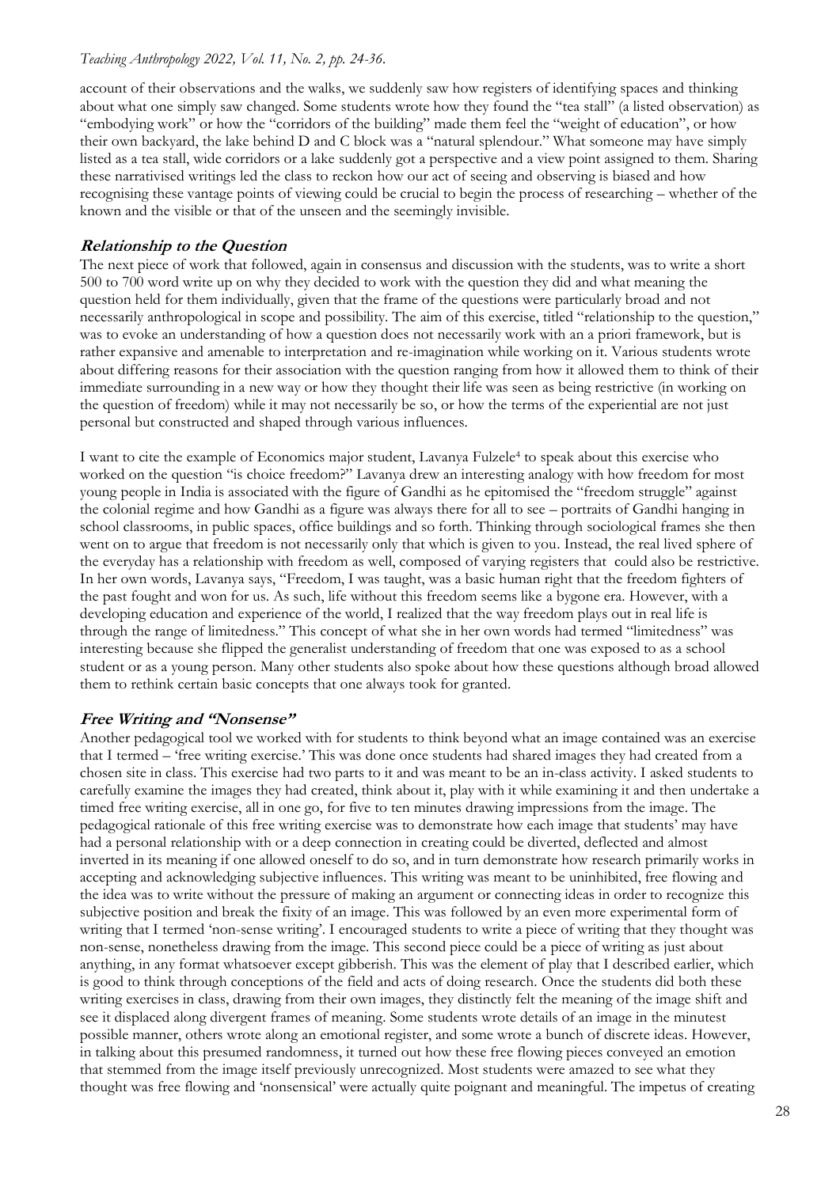account of their observations and the walks, we suddenly saw how registers of identifying spaces and thinking about what one simply saw changed. Some students wrote how they found the "tea stall" (a listed observation) as "embodying work" or how the "corridors of the building" made them feel the "weight of education", or how their own backyard, the lake behind D and C block was a "natural splendour." What someone may have simply listed as a tea stall, wide corridors or a lake suddenly got a perspective and a view point assigned to them. Sharing these narrativised writings led the class to reckon how our act of seeing and observing is biased and how recognising these vantage points of viewing could be crucial to begin the process of researching – whether of the known and the visible or that of the unseen and the seemingly invisible.

### Relationship to the Question

The next piece of work that followed, again in consensus and discussion with the students, was to write a short 500 to 700 word write up on why they decided to work with the question they did and what meaning the question held for them individually, given that the frame of the questions were particularly broad and not necessarily anthropological in scope and possibility. The aim of this exercise, titled "relationship to the question," was to evoke an understanding of how a question does not necessarily work with an a priori framework, but is rather expansive and amenable to interpretation and re-imagination while working on it. Various students wrote about differing reasons for their association with the question ranging from how it allowed them to think of their immediate surrounding in a new way or how they thought their life was seen as being restrictive (in working on the question of freedom) while it may not necessarily be so, or how the terms of the experiential are not just personal but constructed and shaped through various influences.

I want to cite the example of Economics major student, Lavanya Fulzele[4] to speak about this exercise who worked on the question "is choice freedom?" Lavanya drew an interesting analogy with how freedom for most young people in India is associated with the figure of Gandhi as he epitomised the "freedom struggle" against the colonial regime and how Gandhi as a figure was always there for all to see – portraits of Gandhi hanging in school classrooms, in public spaces, office buildings and so forth. Thinking through sociological frames she then went on to argue that freedom is not necessarily only that which is given to you. Instead, the real lived sphere of the everyday has a relationship with freedom as well, composed of varying registers that could also be restrictive. In her own words, Lavanya says, "Freedom, I was taught, was a basic human right that the freedom fighters of the past fought and won for us. As such, life without this freedom seems like a bygone era. However, with a developing education and experience of the world, I realized that the way freedom plays out in real life is through the range of limitedness." This concept of what she in her own words had termed "limitedness" was interesting because she flipped the generalist understanding of freedom that one was exposed to as a school student or as a young person. Many other students also spoke about how these questions although broad allowed them to rethink certain basic concepts that one always took for granted.

### Free Writing and "Nonsense"

Another pedagogical tool we worked with for students to think beyond what an image contained was an exercise that I termed – 'free writing exercise.' This was done once students had shared images they had created from a chosen site in class. This exercise had two parts to it and was meant to be an in-class activity. I asked students to carefully examine the images they had created, think about it, play with it while examining it and then undertake a timed free writing exercise, all in one go, for five to ten minutes drawing impressions from the image. The pedagogical rationale of this free writing exercise was to demonstrate how each image that students' may have had a personal relationship with or a deep connection in creating could be diverted, deflected and almost inverted in its meaning if one allowed oneself to do so, and in turn demonstrate how research primarily works in accepting and acknowledging subjective influences. This writing was meant to be uninhibited, free flowing and the idea was to write without the pressure of making an argument or connecting ideas in order to recognize this subjective position and break the fixity of an image. This was followed by an even more experimental form of writing that I termed 'non-sense writing'. I encouraged students to write a piece of writing that they thought was non-sense, nonetheless drawing from the image. This second piece could be a piece of writing as just about anything, in any format whatsoever except gibberish. This was the element of play that I described earlier, which is good to think through conceptions of the field and acts of doing research. Once the students did both these writing exercises in class, drawing from their own images, they distinctly felt the meaning of the image shift and see it displaced along divergent frames of meaning. Some students wrote details of an image in the minutest possible manner, others wrote along an emotional register, and some wrote a bunch of discrete ideas. However, in talking about this presumed randomness, it turned out how these free flowing pieces conveyed an emotion that stemmed from the image itself previously unrecognized. Most students were amazed to see what they thought was free flowing and 'nonsensical' were actually quite poignant and meaningful. The impetus of creating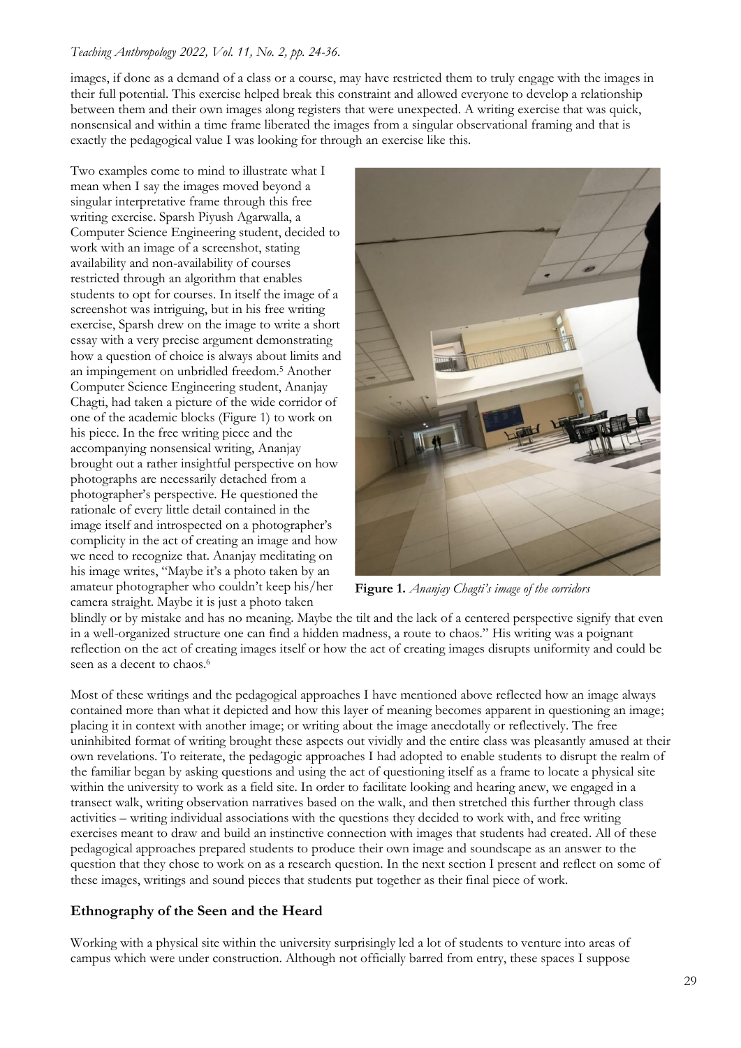images, if done as a demand of a class or a course, may have restricted them to truly engage with the images in their full potential. This exercise helped break this constraint and allowed everyone to develop a relationship between them and their own images along registers that were unexpected. A writing exercise that was quick, nonsensical and within a time frame liberated the images from a singular observational framing and that is exactly the pedagogical value I was looking for through an exercise like this.

Two examples come to mind to illustrate what I mean when I say the images moved beyond a singular interpretative frame through this free writing exercise. Sparsh Piyush Agarwalla, a Computer Science Engineering student, decided to work with an image of a screenshot, stating availability and non-availability of courses restricted through an algorithm that enables students to opt for courses. In itself the image of a screenshot was intriguing, but in his free writing exercise, Sparsh drew on the image to write a short essay with a very precise argument demonstrating how a question of choice is always about limits and an impingement on unbridled freedom.[5] Another Computer Science Engineering student, Ananjay Chagti, had taken a picture of the wide corridor of one of the academic blocks (Figure 1) to work on his piece. In the free writing piece and the accompanying nonsensical writing, Ananjay brought out a rather insightful perspective on how photographs are necessarily detached from a photographer's perspective. He questioned the rationale of every little detail contained in the image itself and introspected on a photographer's complicity in the act of creating an image and how we need to recognize that. Ananjay meditating on his image writes, "Maybe it's a photo taken by an amateur photographer who couldn't keep his/her camera straight. Maybe it is just a photo taken blindly or by mistake and has no meaning. Maybe the tilt and the lack of a centered perspective signify that even in a well-organized structure one can find a hidden madness, a route to chaos." His writing was a poignant reflection on the act of creating images itself or how the act of creating images disrupts uniformity and could be seen as a decent to chaos.[6]

**Figure 1.** *Ananjay Chagti's image of the corridors*

Most of these writings and the pedagogical approaches I have mentioned above reflected how an image always contained more than what it depicted and how this layer of meaning becomes apparent in questioning an image; placing it in context with another image; or writing about the image anecdotally or reflectively. The free uninhibited format of writing brought these aspects out vividly and the entire class was pleasantly amused at their own revelations. To reiterate, the pedagogic approaches I had adopted to enable students to disrupt the realm of the familiar began by asking questions and using the act of questioning itself as a frame to locate a physical site within the university to work as a field site. In order to facilitate looking and hearing anew, we engaged in a transect walk, writing observation narratives based on the walk, and then stretched this further through class activities – writing individual associations with the questions they decided to work with, and free writing exercises meant to draw and build an instinctive connection with images that students had created. All of these pedagogical approaches prepared students to produce their own image and soundscape as an answer to the question that they chose to work on as a research question. In the next section I present and reflect on some of these images, writings and sound pieces that students put together as their final piece of work.

## Ethnography of the Seen and the Heard

Working with a physical site within the university surprisingly led a lot of students to venture into areas of campus which were under construction. Although not officially barred from entry, these spaces I suppose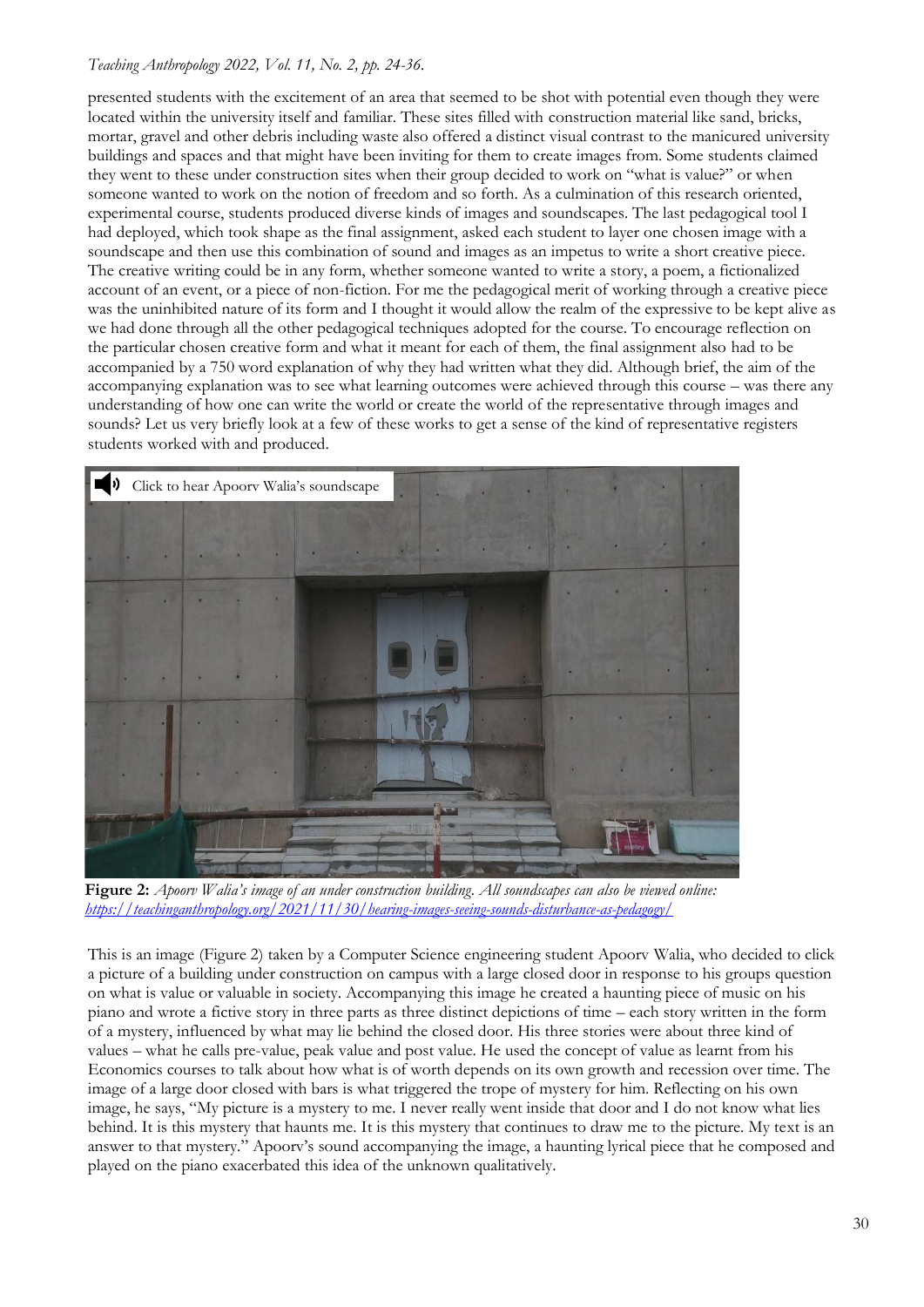presented students with the excitement of an area that seemed to be shot with potential even though they were located within the university itself and familiar. These sites filled with construction material like sand, bricks, mortar, gravel and other debris including waste also offered a distinct visual contrast to the manicured university buildings and spaces and that might have been inviting for them to create images from. Some students claimed they went to these under construction sites when their group decided to work on "what is value?" or when someone wanted to work on the notion of freedom and so forth. As a culmination of this research oriented, experimental course, students produced diverse kinds of images and soundscapes. The last pedagogical tool I had deployed, which took shape as the final assignment, asked each student to layer one chosen image with a soundscape and then use this combination of sound and images as an impetus to write a short creative piece. The creative writing could be in any form, whether someone wanted to write a story, a poem, a fictionalized account of an event, or a piece of non-fiction. For me the pedagogical merit of working through a creative piece was the uninhibited nature of its form and I thought it would allow the realm of the expressive to be kept alive as we had done through all the other pedagogical techniques adopted for the course. To encourage reflection on the particular chosen creative form and what it meant for each of them, the final assignment also had to be accompanied by a 750 word explanation of why they had written what they did. Although brief, the aim of the accompanying explanation was to see what learning outcomes were achieved through this course – was there any understanding of how one can write the world or create the world of the representative through images and sounds? Let us very briefly look at a few of these works to get a sense of the kind of representative registers students worked with and produced.

Click to hear Apoorv Walia's soundscape

**Figure 2:** *Apoorv Walia's image of an under construction building. All soundscapes can also be viewed online: https://teachinganthropology.org/2021/11/30/hearing-images-seeing-sounds-disturbance-as-pedagogy/*

This is an image (Figure 2) taken by a Computer Science engineering student Apoorv Walia, who decided to click a picture of a building under construction on campus with a large closed door in response to his groups question on what is value or valuable in society. Accompanying this image he created a haunting piece of music on his piano and wrote a fictive story in three parts as three distinct depictions of time – each story written in the form of a mystery, influenced by what may lie behind the closed door. His three stories were about three kind of values – what he calls pre-value, peak value and post value. He used the concept of value as learnt from his Economics courses to talk about how what is of worth depends on its own growth and recession over time. The image of a large door closed with bars is what triggered the trope of mystery for him. Reflecting on his own image, he says, "My picture is a mystery to me. I never really went inside that door and I do not know what lies behind. It is this mystery that haunts me. It is this mystery that continues to draw me to the picture. My text is an answer to that mystery." Apoorv's sound accompanying the image, a haunting lyrical piece that he composed and played on the piano exacerbated this idea of the unknown qualitatively.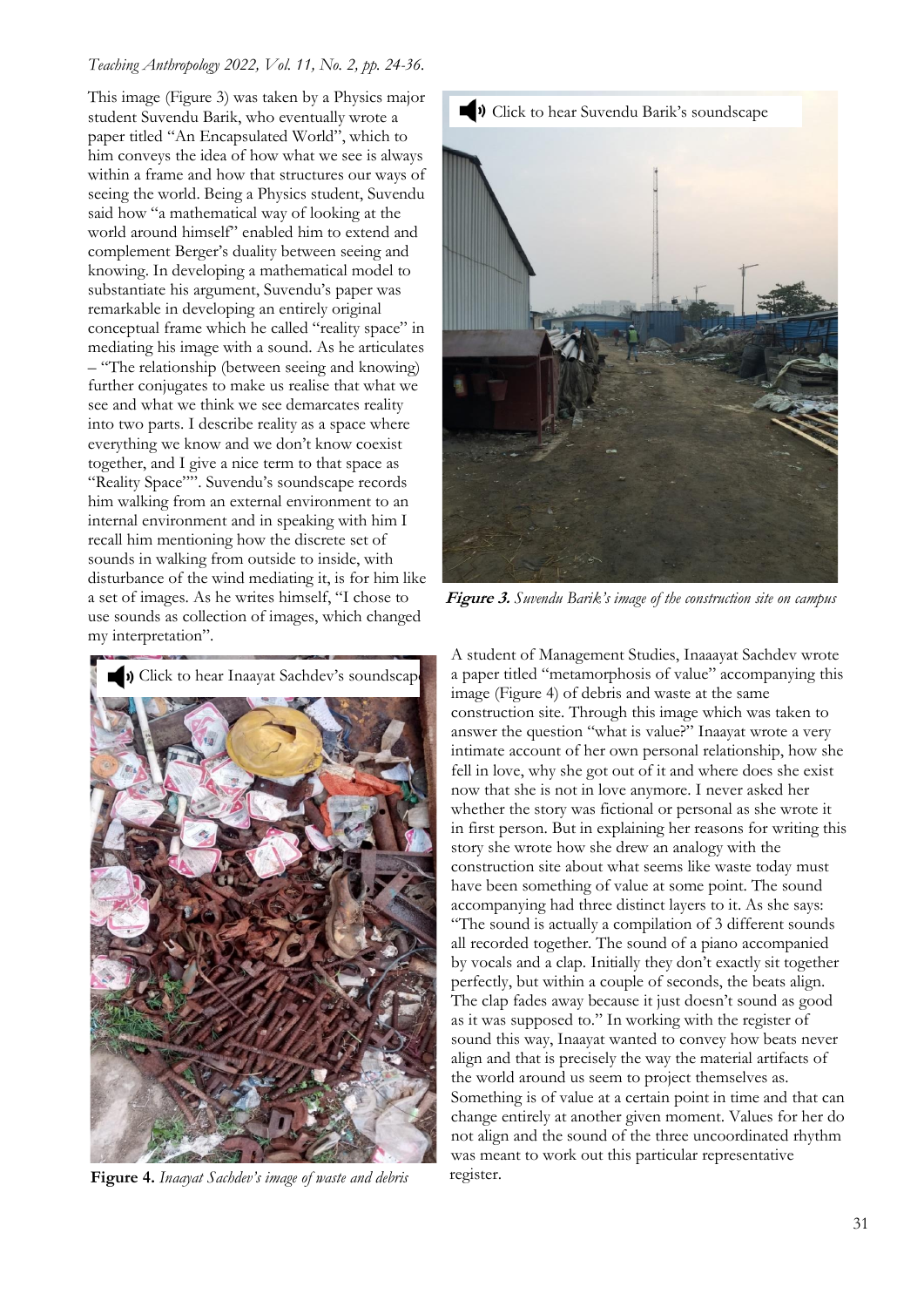This image (Figure 3) was taken by a Physics major student Suvendu Barik, who eventually wrote a paper titled "An Encapsulated World", which to him conveys the idea of how what we see is always within a frame and how that structures our ways of seeing the world. Being a Physics student, Suvendu said how "a mathematical way of looking at the world around himself" enabled him to extend and complement Berger's duality between seeing and knowing. In developing a mathematical model to substantiate his argument, Suvendu's paper was remarkable in developing an entirely original conceptual frame which he called "reality space" in mediating his image with a sound. As he articulates – "The relationship (between seeing and knowing) further conjugates to make us realise that what we see and what we think we see demarcates reality into two parts. I describe reality as a space where everything we know and we don't know coexist together, and I give a nice term to that space as "Reality Space"". Suvendu's soundscape records him walking from an external environment to an internal environment and in speaking with him I recall him mentioning how the discrete set of sounds in walking from outside to inside, with disturbance of the wind mediating it, is for him like a set of images. As he writes himself, "I chose to use sounds as collection of images, which changed my interpretation".

Click to hear Suvendu Barik's soundscape

**Figure 3.** *Suvendu Barik's image of the construction site on campus*

Click to hear Inaayat Sachdev's soundscape

**Figure 4.** *Inaayat Sachdev's image of waste and debris*

A student of Management Studies, Inaaayat Sachdev wrote a paper titled "metamorphosis of value" accompanying this image (Figure 4) of debris and waste at the same construction site. Through this image which was taken to answer the question "what is value?" Inaayat wrote a very intimate account of her own personal relationship, how she fell in love, why she got out of it and where does she exist now that she is not in love anymore. I never asked her whether the story was fictional or personal as she wrote it in first person. But in explaining her reasons for writing this story she wrote how she drew an analogy with the construction site about what seems like waste today must have been something of value at some point. The sound accompanying had three distinct layers to it. As she says: "The sound is actually a compilation of 3 different sounds all recorded together. The sound of a piano accompanied by vocals and a clap. Initially they don't exactly sit together perfectly, but within a couple of seconds, the beats align. The clap fades away because it just doesn't sound as good as it was supposed to." In working with the register of sound this way, Inaayat wanted to convey how beats never align and that is precisely the way the material artifacts of the world around us seem to project themselves as. Something is of value at a certain point in time and that can change entirely at another given moment. Values for her do not align and the sound of the three uncoordinated rhythm was meant to work out this particular representative register.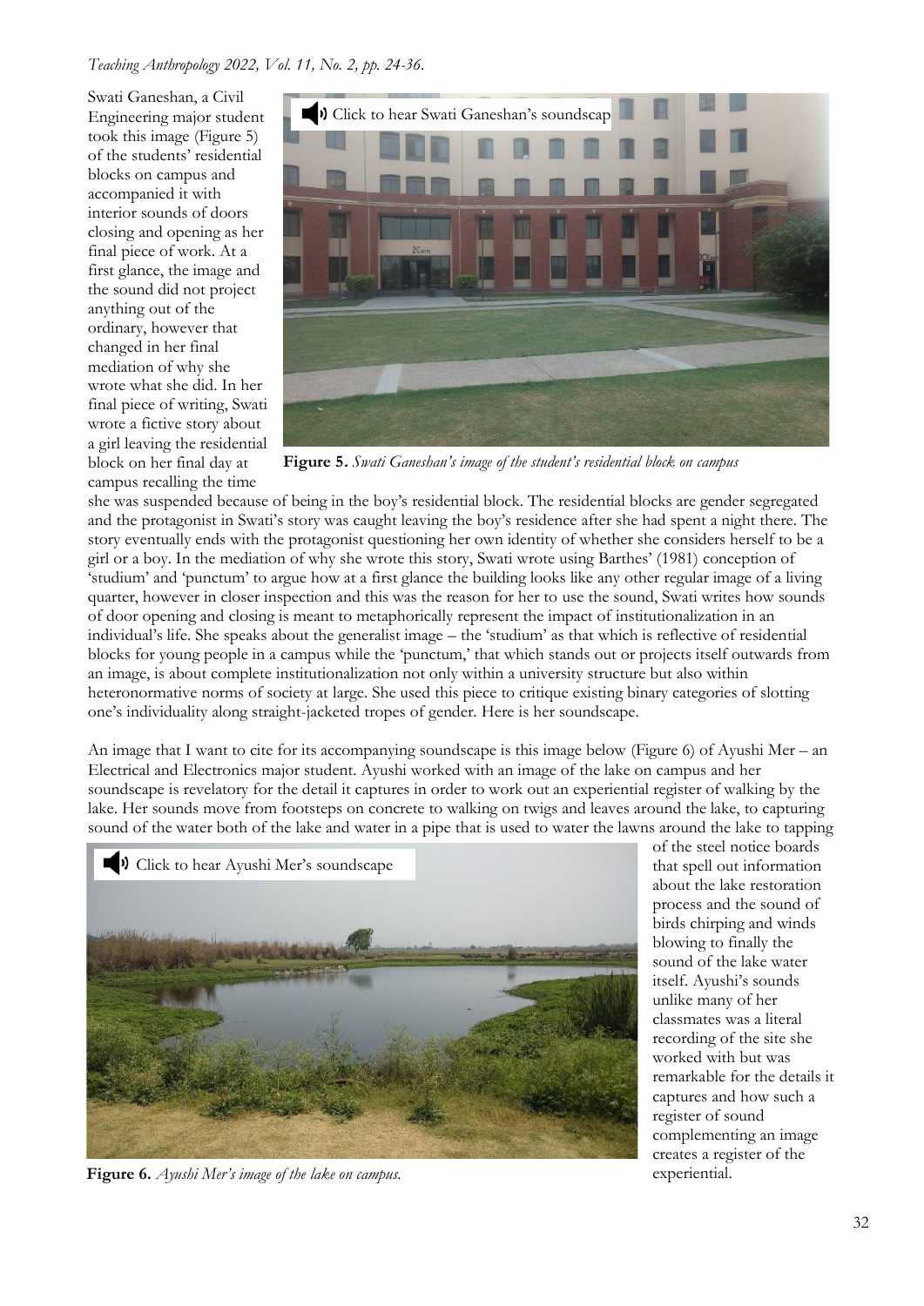Swati Ganeshan, a Civil Engineering major student took this image (Figure 5) of the students' residential blocks on campus and accompanied it with interior sounds of doors closing and opening as her final piece of work. At a first glance, the image and the sound did not project anything out of the ordinary, however that changed in her final mediation of why she wrote what she did. In her final piece of writing, Swati wrote a fictive story about a girl leaving the residential block on her final day at campus recalling the time she was suspended because of being in the boy's residential block. The residential blocks are gender segregated and the protagonist in Swati's story was caught leaving the boy's residence after she had spent a night there. The story eventually ends with the protagonist questioning her own identity of whether she considers herself to be a girl or a boy. In the mediation of why she wrote this story, Swati wrote using Barthes' (1981) conception of 'studium' and 'punctum' to argue how at a first glance the building looks like any other regular image of a living quarter, however in closer inspection and this was the reason for her to use the sound, Swati writes how sounds of door opening and closing is meant to metaphorically represent the impact of institutionalization in an individual's life. She speaks about the generalist image – the 'studium' as that which is reflective of residential blocks for young people in a campus while the 'punctum,' that which stands out or projects itself outwards from an image, is about complete institutionalization not only within a university structure but also within heteronormative norms of society at large. She used this piece to critique existing binary categories of slotting one's individuality along straight-jacketed tropes of gender. Here is her soundscape.

Click to hear Swati Ganeshan's soundscap

**Figure 5.** *Swati Ganeshan's image of the student's residential block on campus*

An image that I want to cite for its accompanying soundscape is this image below (Figure 6) of Ayushi Mer – an Electrical and Electronics major student. Ayushi worked with an image of the lake on campus and her soundscape is revelatory for the detail it captures in order to work out an experiential register of walking by the lake. Her sounds move from footsteps on concrete to walking on twigs and leaves around the lake, to capturing sound of the water both of the lake and water in a pipe that is used to water the lawns around the lake to tapping of the steel notice boards that spell out information about the lake restoration process and the sound of birds chirping and winds blowing to finally the sound of the lake water itself. Ayushi's sounds unlike many of her classmates was a literal recording of the site she worked with but was remarkable for the details it captures and how such a register of sound complementing an image creates a register of the experiential.

Click to hear Ayushi Mer's soundscape

**Figure 6.** *Ayushi Mer's image of the lake on campus.*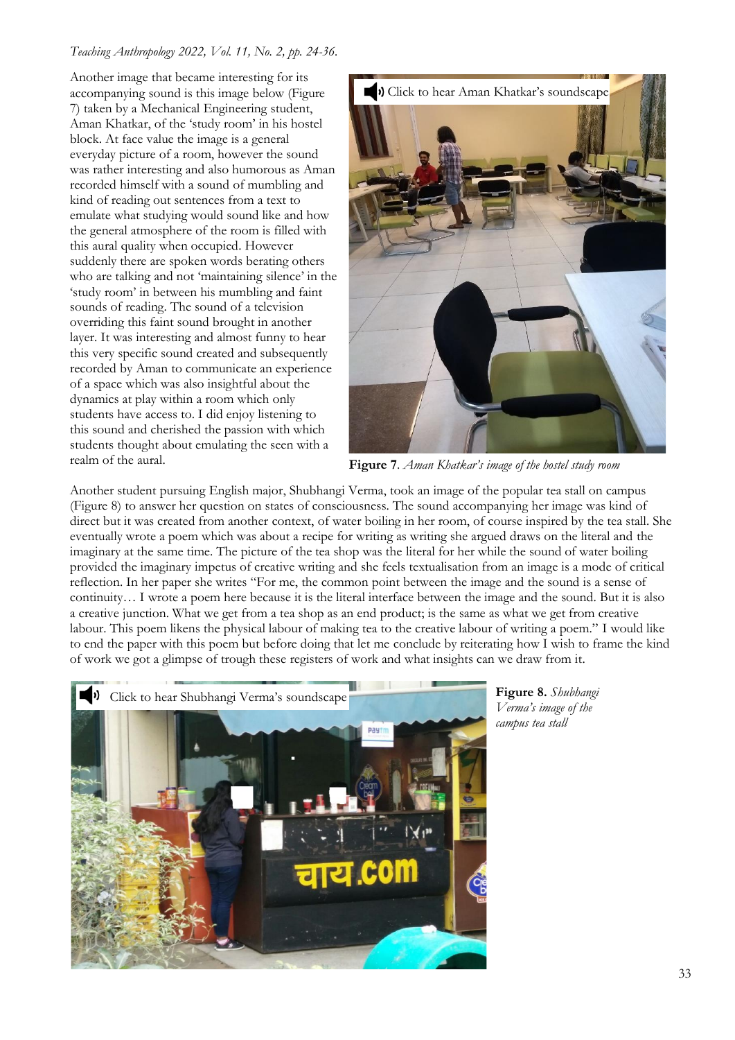Another image that became interesting for its accompanying sound is this image below (Figure 7) taken by a Mechanical Engineering student, Aman Khatkar, of the 'study room' in his hostel block. At face value the image is a general everyday picture of a room, however the sound was rather interesting and also humorous as Aman recorded himself with a sound of mumbling and kind of reading out sentences from a text to emulate what studying would sound like and how the general atmosphere of the room is filled with this aural quality when occupied. However suddenly there are spoken words berating others who are talking and not 'maintaining silence' in the 'study room' in between his mumbling and faint sounds of reading. The sound of a television overriding this faint sound brought in another layer. It was interesting and almost funny to hear this very specific sound created and subsequently recorded by Aman to communicate an experience of a space which was also insightful about the dynamics at play within a room which only students have access to. I did enjoy listening to this sound and cherished the passion with which students thought about emulating the seen with a realm of the aural.

Click to hear Aman Khatkar's soundscape

**Figure 7**. *Aman Khatkar's image of the hostel study room*

Another student pursuing English major, Shubhangi Verma, took an image of the popular tea stall on campus (Figure 8) to answer her question on states of consciousness. The sound accompanying her image was kind of direct but it was created from another context, of water boiling in her room, of course inspired by the tea stall. She eventually wrote a poem which was about a recipe for writing as writing she argued draws on the literal and the imaginary at the same time. The picture of the tea shop was the literal for her while the sound of water boiling provided the imaginary impetus of creative writing and she feels textualisation from an image is a mode of critical reflection. In her paper she writes "For me, the common point between the image and the sound is a sense of continuity… I wrote a poem here because it is the literal interface between the image and the sound. But it is also a creative junction. What we get from a tea shop as an end product; is the same as what we get from creative labour. This poem likens the physical labour of making tea to the creative labour of writing a poem." I would like to end the paper with this poem but before doing that let me conclude by reiterating how I wish to frame the kind of work we got a glimpse of trough these registers of work and what insights can we draw from it.

Click to hear Shubhangi Verma's soundscape

**Figure 8.** *Shubhangi Verma's image of the campus tea stall*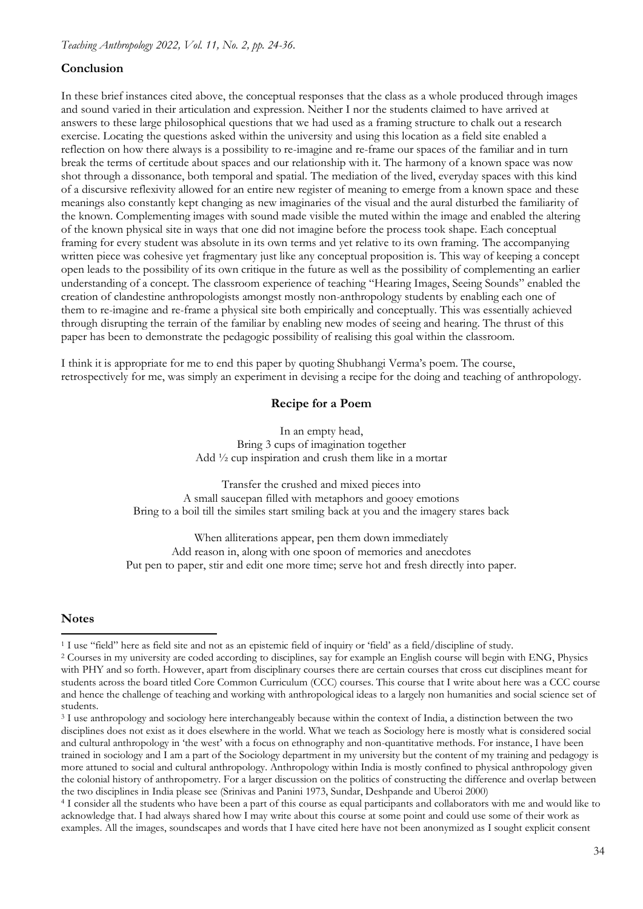## Conclusion

In these brief instances cited above, the conceptual responses that the class as a whole produced through images and sound varied in their articulation and expression. Neither I nor the students claimed to have arrived at answers to these large philosophical questions that we had used as a framing structure to chalk out a research exercise. Locating the questions asked within the university and using this location as a field site enabled a reflection on how there always is a possibility to re-imagine and re-frame our spaces of the familiar and in turn break the terms of certitude about spaces and our relationship with it. The harmony of a known space was now shot through a dissonance, both temporal and spatial. The mediation of the lived, everyday spaces with this kind of a discursive reflexivity allowed for an entire new register of meaning to emerge from a known space and these meanings also constantly kept changing as new imaginaries of the visual and the aural disturbed the familiarity of the known. Complementing images with sound made visible the muted within the image and enabled the altering of the known physical site in ways that one did not imagine before the process took shape. Each conceptual framing for every student was absolute in its own terms and yet relative to its own framing. The accompanying written piece was cohesive yet fragmentary just like any conceptual proposition is. This way of keeping a concept open leads to the possibility of its own critique in the future as well as the possibility of complementing an earlier understanding of a concept. The classroom experience of teaching "Hearing Images, Seeing Sounds" enabled the creation of clandestine anthropologists amongst mostly non-anthropology students by enabling each one of them to re-imagine and re-frame a physical site both empirically and conceptually. This was essentially achieved through disrupting the terrain of the familiar by enabling new modes of seeing and hearing. The thrust of this paper has been to demonstrate the pedagogic possibility of realising this goal within the classroom.

I think it is appropriate for me to end this paper by quoting Shubhangi Verma's poem. The course, retrospectively for me, was simply an experiment in devising a recipe for the doing and teaching of anthropology.

### Recipe for a Poem

In an empty head,
Bring 3 cups of imagination together
Add ½ cup inspiration and crush them like in a mortar

Transfer the crushed and mixed pieces into
A small saucepan filled with metaphors and gooey emotions
Bring to a boil till the similes start smiling back at you and the imagery stares back

When alliterations appear, pen them down immediately
Add reason in, along with one spoon of memories and anecdotes
Put pen to paper, stir and edit one more time; serve hot and fresh directly into paper.

## Notes

[1] I use "field" here as field site and not as an epistemic field of inquiry or 'field' as a field/discipline of study.

[2] Courses in my university are coded according to disciplines, say for example an English course will begin with ENG, Physics with PHY and so forth. However, apart from disciplinary courses there are certain courses that cross cut disciplines meant for students across the board titled Core Common Curriculum (CCC) courses. This course that I write about here was a CCC course and hence the challenge of teaching and working with anthropological ideas to a largely non humanities and social science set of students.

[3] I use anthropology and sociology here interchangeably because within the context of India, a distinction between the two disciplines does not exist as it does elsewhere in the world. What we teach as Sociology here is mostly what is considered social and cultural anthropology in 'the west' with a focus on ethnography and non-quantitative methods. For instance, I have been trained in sociology and I am a part of the Sociology department in my university but the content of my training and pedagogy is more attuned to social and cultural anthropology. Anthropology within India is mostly confined to physical anthropology given the colonial history of anthropometry. For a larger discussion on the politics of constructing the difference and overlap between the two disciplines in India please see (Srinivas and Panini 1973, Sundar, Deshpande and Uberoi 2000)

[4] I consider all the students who have been a part of this course as equal participants and collaborators with me and would like to acknowledge that. I had always shared how I may write about this course at some point and could use some of their work as examples. All the images, soundscapes and words that I have cited here have not been anonymized as I sought explicit consent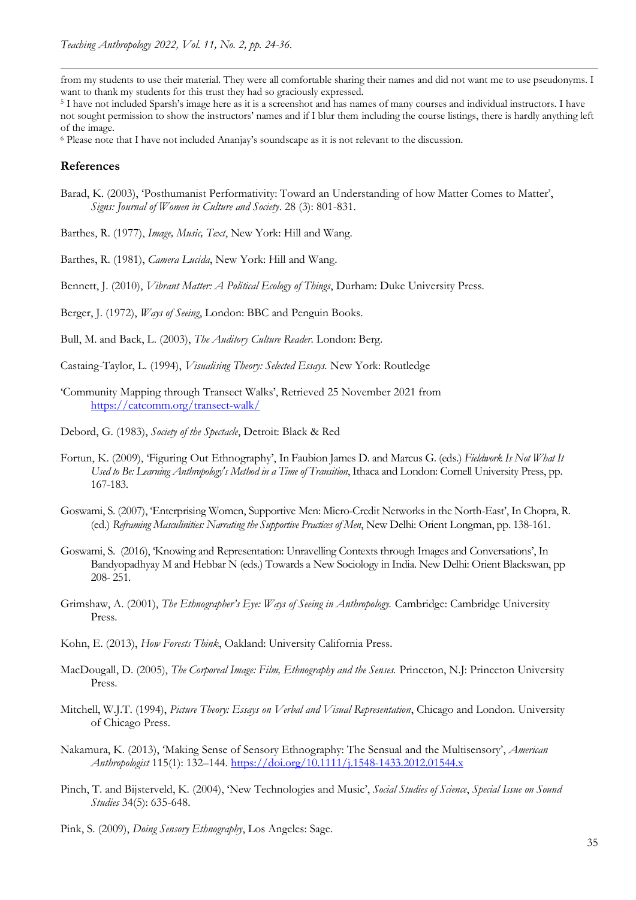from my students to use their material. They were all comfortable sharing their names and did not want me to use pseudonyms. I want to thank my students for this trust they had so graciously expressed.

[5] I have not included Sparsh's image here as it is a screenshot and has names of many courses and individual instructors. I have not sought permission to show the instructors' names and if I blur them including the course listings, there is hardly anything left of the image.

[6] Please note that I have not included Ananjay's soundscape as it is not relevant to the discussion.

## References

Barad, K. (2003), 'Posthumanist Performativity: Toward an Understanding of how Matter Comes to Matter', *Signs: Journal of Women in Culture and Society*. 28 (3): 801-831.

Barthes, R. (1977), *Image, Music, Text*, New York: Hill and Wang.

Barthes, R. (1981), *Camera Lucida*, New York: Hill and Wang.

Bennett, J. (2010), *Vibrant Matter: A Political Ecology of Things*, Durham: Duke University Press.

Berger, J. (1972), *Ways of Seeing*, London: BBC and Penguin Books.

Bull, M. and Back, L. (2003), *The Auditory Culture Reader*. London: Berg.

Castaing-Taylor, L. (1994), *Visualising Theory: Selected Essays.* New York: Routledge

'Community Mapping through Transect Walks', Retrieved 25 November 2021 from https://catcomm.org/transect-walk/

Debord, G. (1983), *Society of the Spectacle*, Detroit: Black & Red

Fortun, K. (2009), 'Figuring Out Ethnography', In Faubion James D. and Marcus G. (eds.) *Fieldwork Is Not What It Used to Be: Learning Anthropology's Method in a Time of Transition*, Ithaca and London: Cornell University Press, pp. 167-183.

Goswami, S. (2007), 'Enterprising Women, Supportive Men: Micro-Credit Networks in the North-East', In Chopra, R. (ed.) *Reframing Masculinities: Narrating the Supportive Practices of Men*, New Delhi: Orient Longman, pp. 138-161.

Goswami, S. (2016), 'Knowing and Representation: Unravelling Contexts through Images and Conversations', In Bandyopadhyay M and Hebbar N (eds.) Towards a New Sociology in India. New Delhi: Orient Blackswan, pp 208- 251.

Grimshaw, A. (2001), *The Ethnographer's Eye: Ways of Seeing in Anthropology.* Cambridge: Cambridge University Press.

Kohn, E. (2013), *How Forests Think*, Oakland: University California Press.

MacDougall, D. (2005), *The Corporeal Image: Film, Ethnography and the Senses.* Princeton, N.J: Princeton University Press.

Mitchell, W.J.T. (1994), *Picture Theory: Essays on Verbal and Visual Representation*, Chicago and London. University of Chicago Press.

Nakamura, K. (2013), 'Making Sense of Sensory Ethnography: The Sensual and the Multisensory', *American Anthropologist* 115(1): 132–144. https://doi.org/10.1111/j.1548-1433.2012.01544.x

Pinch, T. and Bijsterveld, K. (2004), 'New Technologies and Music', *Social Studies of Science*, *Special Issue on Sound Studies* 34(5): 635-648.

Pink, S. (2009), *Doing Sensory Ethnography*, Los Angeles: Sage.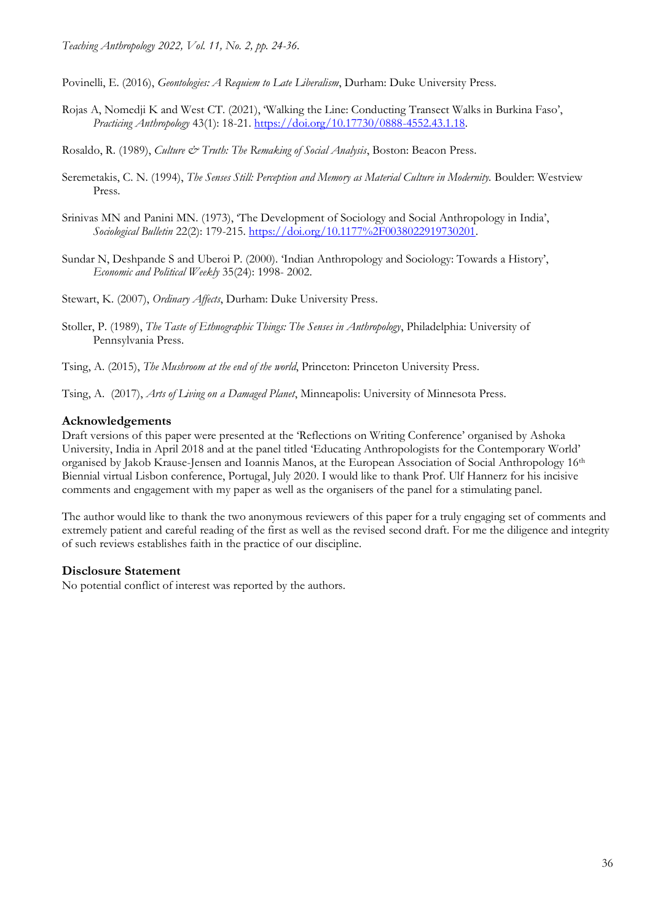Povinelli, E. (2016), *Geontologies: A Requiem to Late Liberalism*, Durham: Duke University Press.

Rojas A, Nomedji K and West CT. (2021), 'Walking the Line: Conducting Transect Walks in Burkina Faso', *Practicing Anthropology* 43(1): 18-21. https://doi.org/10.17730/0888-4552.43.1.18.

Rosaldo, R. (1989), *Culture & Truth: The Remaking of Social Analysis*, Boston: Beacon Press.

Seremetakis, C. N. (1994), *The Senses Still: Perception and Memory as Material Culture in Modernity.* Boulder: Westview Press.

Srinivas MN and Panini MN. (1973), 'The Development of Sociology and Social Anthropology in India', *Sociological Bulletin* 22(2): 179-215. https://doi.org/10.1177%2F0038022919730201.

Sundar N, Deshpande S and Uberoi P. (2000). 'Indian Anthropology and Sociology: Towards a History', *Economic and Political Weekly* 35(24): 1998- 2002.

Stewart, K. (2007), *Ordinary Affects*, Durham: Duke University Press.

Stoller, P. (1989), *The Taste of Ethnographic Things: The Senses in Anthropology*, Philadelphia: University of Pennsylvania Press.

Tsing, A. (2015), *The Mushroom at the end of the world*, Princeton: Princeton University Press.

Tsing, A. (2017), *Arts of Living on a Damaged Planet*, Minneapolis: University of Minnesota Press.

## Acknowledgements

Draft versions of this paper were presented at the 'Reflections on Writing Conference' organised by Ashoka University, India in April 2018 and at the panel titled 'Educating Anthropologists for the Contemporary World' organised by Jakob Krause-Jensen and Ioannis Manos, at the European Association of Social Anthropology 16th Biennial virtual Lisbon conference, Portugal, July 2020. I would like to thank Prof. Ulf Hannerz for his incisive comments and engagement with my paper as well as the organisers of the panel for a stimulating panel.

The author would like to thank the two anonymous reviewers of this paper for a truly engaging set of comments and extremely patient and careful reading of the first as well as the revised second draft. For me the diligence and integrity of such reviews establishes faith in the practice of our discipline.

## Disclosure Statement

No potential conflict of interest was reported by the authors.